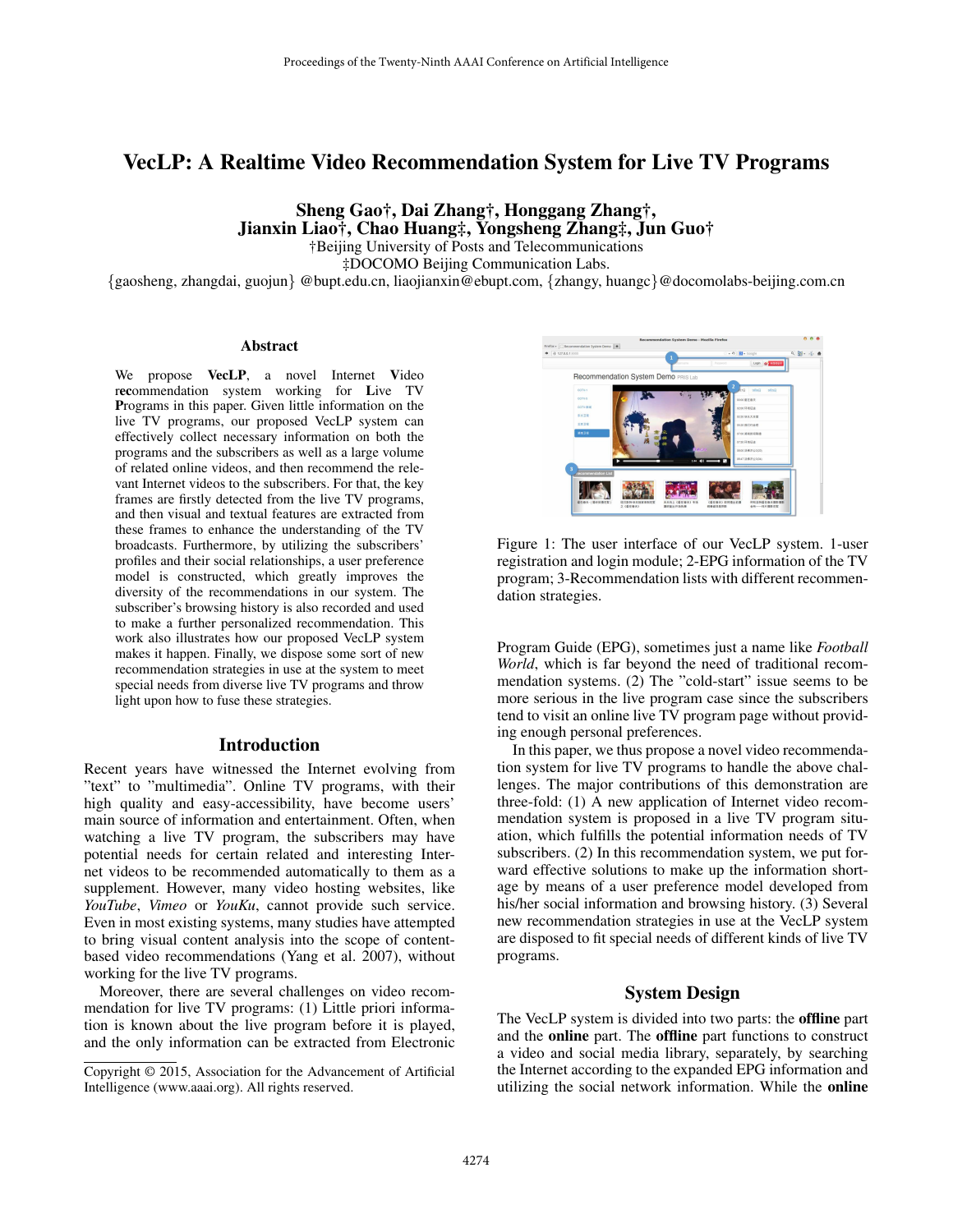# VecLP: A Realtime Video Recommendation System for Live TV Programs

**Sheng Gao†, Dai Zhang†, Honggang Zhang†, Jianxin Liao†, Chao Huang‡, Yongsheng Zhang‡, Jun Guo†**

†Beijing University of Posts and Telecommunications
‡DOCOMO Beijing Communication Labs.
{gaosheng, zhangdai, guojun} @bupt.edu.cn, liaojianxin@ebupt.com, {zhangy, huangc}@docomolabs-beijing.com.cn

## Abstract

We propose **VecLP**, a novel Internet **V**ideo r**ec**ommendation system working for **L**ive TV **P**rograms in this paper. Given little information on the live TV programs, our proposed VecLP system can effectively collect necessary information on both the programs and the subscribers as well as a large volume of related online videos, and then recommend the relevant Internet videos to the subscribers. For that, the key frames are firstly detected from the live TV programs, and then visual and textual features are extracted from these frames to enhance the understanding of the TV broadcasts. Furthermore, by utilizing the subscribers' profiles and their social relationships, a user preference model is constructed, which greatly improves the diversity of the recommendations in our system. The subscriber's browsing history is also recorded and used to make a further personalized recommendation. This work also illustrates how our proposed VecLP system makes it happen. Finally, we dispose some sort of new recommendation strategies in use at the system to meet special needs from diverse live TV programs and throw light upon how to fuse these strategies.

## Introduction

Recent years have witnessed the Internet evolving from "text" to "multimedia". Online TV programs, with their high quality and easy-accessibility, have become users' main source of information and entertainment. Often, when watching a live TV program, the subscribers may have potential needs for certain related and interesting Internet videos to be recommended automatically to them as a supplement. However, many video hosting websites, like *YouTube*, *Vimeo* or *YouKu*, cannot provide such service. Even in most existing systems, many studies have attempted to bring visual content analysis into the scope of content-based video recommendations (Yang et al. 2007), without working for the live TV programs.

Moreover, there are several challenges on video recommendation for live TV programs: (1) Little priori information is known about the live program before it is played, and the only information can be extracted from Electronic Program Guide (EPG), sometimes just a name like *Football World*, which is far beyond the need of traditional recommendation systems. (2) The "cold-start" issue seems to be more serious in the live program case since the subscribers tend to visit an online live TV program page without providing enough personal preferences.

Copyright © 2015, Association for the Advancement of Artificial Intelligence (www.aaai.org). All rights reserved.

Figure 1: The user interface of our VecLP system. 1-user registration and login module; 2-EPG information of the TV program; 3-Recommendation lists with different recommendation strategies.

In this paper, we thus propose a novel video recommendation system for live TV programs to handle the above challenges. The major contributions of this demonstration are three-fold: (1) A new application of Internet video recommendation system is proposed in a live TV program situation, which fulfills the potential information needs of TV subscribers. (2) In this recommendation system, we put forward effective solutions to make up the information shortage by means of a user preference model developed from his/her social information and browsing history. (3) Several new recommendation strategies in use at the VecLP system are disposed to fit special needs of different kinds of live TV programs.

## System Design

The VecLP system is divided into two parts: the **offline** part and the **online** part. The **offline** part functions to construct a video and social media library, separately, by searching the Internet according to the expanded EPG information and utilizing the social network information. While the **online**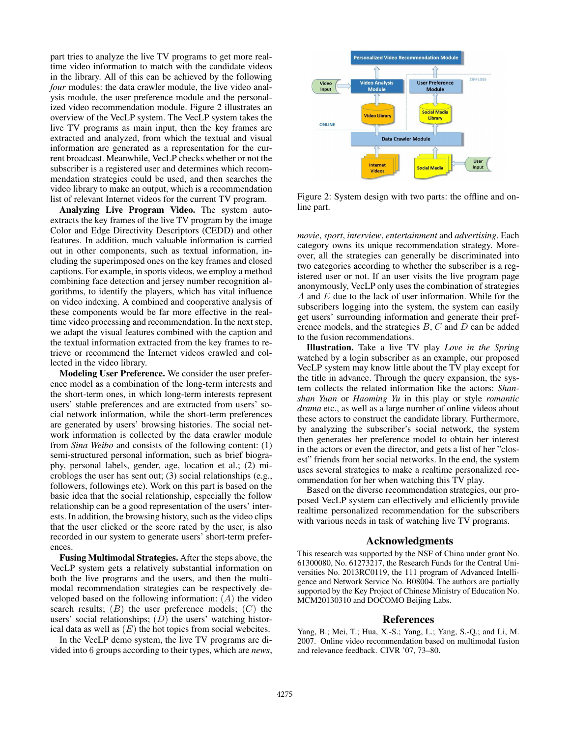part tries to analyze the live TV programs to get more real-time video information to match with the candidate videos in the library. All of this can be achieved by the following *four* modules: the data crawler module, the live video analysis module, the user preference module and the personalized video recommendation module. Figure 2 illustrates an overview of the VecLP system. The VecLP system takes the live TV programs as main input, then the key frames are extracted and analyzed, from which the textual and visual information are generated as a representation for the current broadcast. Meanwhile, VecLP checks whether or not the subscriber is a registered user and determines which recommendation strategies could be used, and then searches the video library to make an output, which is a recommendation list of relevant Internet videos for the current TV program.

**Analyzing Live Program Video.** The system auto-extracts the key frames of the live TV program by the image Color and Edge Directivity Descriptors (CEDD) and other features. In addition, much valuable information is carried out in other components, such as textual information, including the superimposed ones on the key frames and closed captions. For example, in sports videos, we employ a method combining face detection and jersey number recognition algorithms, to identify the players, which has vital influence on video indexing. A combined and cooperative analysis of these components would be far more effective in the real-time video processing and recommendation. In the next step, we adapt the visual features combined with the caption and the textual information extracted from the key frames to retrieve or recommend the Internet videos crawled and collected in the video library.

**Modeling User Preference.** We consider the user preference model as a combination of the long-term interests and the short-term ones, in which long-term interests represent users' stable preferences and are extracted from users' social network information, while the short-term preferences are generated by users' browsing histories. The social network information is collected by the data crawler module from *Sina Weibo* and consists of the following content: (1) semi-structured personal information, such as brief biography, personal labels, gender, age, location et al.; (2) microblogs the user has sent out; (3) social relationships (e.g., followers, followings etc). Work on this part is based on the basic idea that the social relationship, especially the follow relationship can be a good representation of the users' interests. In addition, the browsing history, such as the video clips that the user clicked or the score rated by the user, is also recorded in our system to generate users' short-term preferences.

**Fusing Multimodal Strategies.** After the steps above, the VecLP system gets a relatively substantial information on both the live programs and the users, and then the multimodal recommendation strategies can be respectively developed based on the following information: $(A)$ the video search results; $(B)$ the user preference models; $(C)$ the users' social relationships; $(D)$ the users' watching historical data as well as $(E)$ the hot topics from social webcites.

In the VecLP demo system, the live TV programs are divided into 6 groups according to their types, which are *news*, *movie*, *sport*, *interview*, *entertainment* and *advertising*. Each category owns its unique recommendation strategy. Moreover, all the strategies can generally be discriminated into two categories according to whether the subscriber is a registered user or not. If an user visits the live program page anonymously, VecLP only uses the combination of strategies $A$ and $E$ due to the lack of user information. While for the subscribers logging into the system, the system can easily get users' surrounding information and generate their preference models, and the strategies $B$, $C$ and $D$ can be added to the fusion recommendations.

Personalized Video Recommendation Module

Video Input

Video Analysis Module

User Preference Module

OFFLINE

Video Library

Social Media Library

ONLINE

Data Crawler Module

Internet Videos

Social Media

User Input

Figure 2: System design with two parts: the offline and online part.

**Illustration.** Take a live TV play *Love in the Spring* watched by a login subscriber as an example, our proposed VecLP system may know little about the TV play except for the title in advance. Through the query expansion, the system collects the related information like the actors: *Shanshan Yuan* or *Haoming Yu* in this play or style *romantic drama* etc., as well as a large number of online videos about these actors to construct the candidate library. Furthermore, by analyzing the subscriber's social network, the system then generates her preference model to obtain her interest in the actors or even the director, and gets a list of her "closest" friends from her social networks. In the end, the system uses several strategies to make a realtime personalized recommendation for her when watching this TV play.

Based on the diverse recommendation strategies, our proposed VecLP system can effectively and efficiently provide realtime personalized recommendation for the subscribers with various needs in task of watching live TV programs.

## Acknowledgments

This research was supported by the NSF of China under grant No. 61300080, No. 61273217, the Research Funds for the Central Universities No. 2013RC0119, the 111 program of Advanced Intelligence and Network Service No. B08004. The authors are partially supported by the Key Project of Chinese Ministry of Education No. MCM20130310 and DOCOMO Beijing Labs.

## References

Yang, B.; Mei, T.; Hua, X.-S.; Yang, L.; Yang, S.-Q.; and Li, M. 2007. Online video recommendation based on multimodal fusion and relevance feedback. CIVR '07, 73–80.